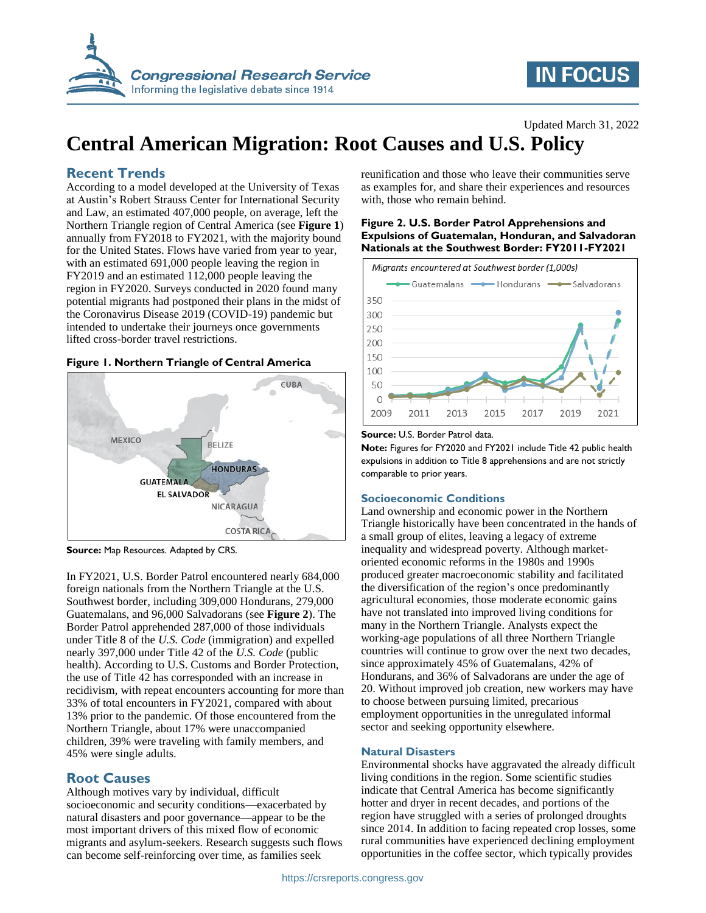Updated March 31, 2022

# Central American Migration: Root Causes and U.S. Policy

## Recent Trends

According to a model developed at the University of Texas at Austin's Robert Strauss Center for International Security and Law, an estimated 407,000 people, on average, left the Northern Triangle region of Central America (see **Figure 1**) annually from FY2018 to FY2021, with the majority bound for the United States. Flows have varied from year to year, with an estimated 691,000 people leaving the region in FY2019 and an estimated 112,000 people leaving the region in FY2020. Surveys conducted in 2020 found many potential migrants had postponed their plans in the midst of the Coronavirus Disease 2019 (COVID-19) pandemic but intended to undertake their journeys once governments lifted cross-border travel restrictions.

**Figure 1. Northern Triangle of Central America**

**Source:** Map Resources. Adapted by CRS.

In FY2021, U.S. Border Patrol encountered nearly 684,000 foreign nationals from the Northern Triangle at the U.S. Southwest border, including 309,000 Hondurans, 279,000 Guatemalans, and 96,000 Salvadorans (see **Figure 2**). The Border Patrol apprehended 287,000 of those individuals under Title 8 of the *U.S. Code* (immigration) and expelled nearly 397,000 under Title 42 of the *U.S. Code* (public health). According to U.S. Customs and Border Protection, the use of Title 42 has corresponded with an increase in recidivism, with repeat encounters accounting for more than 33% of total encounters in FY2021, compared with about 13% prior to the pandemic. Of those encountered from the Northern Triangle, about 17% were unaccompanied children, 39% were traveling with family members, and 45% were single adults.

## Root Causes

Although motives vary by individual, difficult socioeconomic and security conditions—exacerbated by natural disasters and poor governance—appear to be the most important drivers of this mixed flow of economic migrants and asylum-seekers. Research suggests such flows can become self-reinforcing over time, as families seek reunification and those who leave their communities serve as examples for, and share their experiences and resources with, those who remain behind.

**Figure 2. U.S. Border Patrol Apprehensions and Expulsions of Guatemalan, Honduran, and Salvadoran Nationals at the Southwest Border: FY2011-FY2021**

**Source:** U.S. Border Patrol data.

**Note:** Figures for FY2020 and FY2021 include Title 42 public health expulsions in addition to Title 8 apprehensions and are not strictly comparable to prior years.

### Socioeconomic Conditions

Land ownership and economic power in the Northern Triangle historically have been concentrated in the hands of a small group of elites, leaving a legacy of extreme inequality and widespread poverty. Although market-oriented economic reforms in the 1980s and 1990s produced greater macroeconomic stability and facilitated the diversification of the region's once predominantly agricultural economies, those moderate economic gains have not translated into improved living conditions for many in the Northern Triangle. Analysts expect the working-age populations of all three Northern Triangle countries will continue to grow over the next two decades, since approximately 45% of Guatemalans, 42% of Hondurans, and 36% of Salvadorans are under the age of 20. Without improved job creation, new workers may have to choose between pursuing limited, precarious employment opportunities in the unregulated informal sector and seeking opportunity elsewhere.

### Natural Disasters

Environmental shocks have aggravated the already difficult living conditions in the region. Some scientific studies indicate that Central America has become significantly hotter and dryer in recent decades, and portions of the region have struggled with a series of prolonged droughts since 2014. In addition to facing repeated crop losses, some rural communities have experienced declining employment opportunities in the coffee sector, which typically provides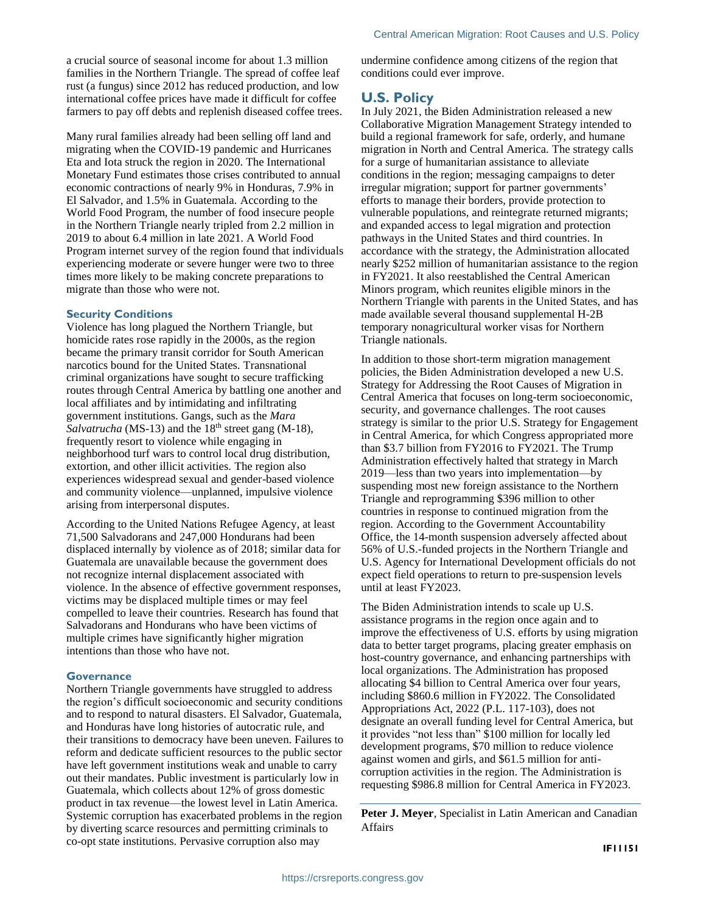a crucial source of seasonal income for about 1.3 million families in the Northern Triangle. The spread of coffee leaf rust (a fungus) since 2012 has reduced production, and low international coffee prices have made it difficult for coffee farmers to pay off debts and replenish diseased coffee trees.

Many rural families already had been selling off land and migrating when the COVID-19 pandemic and Hurricanes Eta and Iota struck the region in 2020. The International Monetary Fund estimates those crises contributed to annual economic contractions of nearly 9% in Honduras, 7.9% in El Salvador, and 1.5% in Guatemala. According to the World Food Program, the number of food insecure people in the Northern Triangle nearly tripled from 2.2 million in 2019 to about 6.4 million in late 2021. A World Food Program internet survey of the region found that individuals experiencing moderate or severe hunger were two to three times more likely to be making concrete preparations to migrate than those who were not.

### Security Conditions

Violence has long plagued the Northern Triangle, but homicide rates rose rapidly in the 2000s, as the region became the primary transit corridor for South American narcotics bound for the United States. Transnational criminal organizations have sought to secure trafficking routes through Central America by battling one another and local affiliates and by intimidating and infiltrating government institutions. Gangs, such as the *Mara Salvatrucha* (MS-13) and the 18th street gang (M-18), frequently resort to violence while engaging in neighborhood turf wars to control local drug distribution, extortion, and other illicit activities. The region also experiences widespread sexual and gender-based violence and community violence—unplanned, impulsive violence arising from interpersonal disputes.

According to the United Nations Refugee Agency, at least 71,500 Salvadorans and 247,000 Hondurans had been displaced internally by violence as of 2018; similar data for Guatemala are unavailable because the government does not recognize internal displacement associated with violence. In the absence of effective government responses, victims may be displaced multiple times or may feel compelled to leave their countries. Research has found that Salvadorans and Hondurans who have been victims of multiple crimes have significantly higher migration intentions than those who have not.

### Governance

Northern Triangle governments have struggled to address the region's difficult socioeconomic and security conditions and to respond to natural disasters. El Salvador, Guatemala, and Honduras have long histories of autocratic rule, and their transitions to democracy have been uneven. Failures to reform and dedicate sufficient resources to the public sector have left government institutions weak and unable to carry out their mandates. Public investment is particularly low in Guatemala, which collects about 12% of gross domestic product in tax revenue—the lowest level in Latin America. Systemic corruption has exacerbated problems in the region by diverting scarce resources and permitting criminals to co-opt state institutions. Pervasive corruption also may undermine confidence among citizens of the region that conditions could ever improve.

## U.S. Policy

In July 2021, the Biden Administration released a new Collaborative Migration Management Strategy intended to build a regional framework for safe, orderly, and humane migration in North and Central America. The strategy calls for a surge of humanitarian assistance to alleviate conditions in the region; messaging campaigns to deter irregular migration; support for partner governments' efforts to manage their borders, provide protection to vulnerable populations, and reintegrate returned migrants; and expanded access to legal migration and protection pathways in the United States and third countries. In accordance with the strategy, the Administration allocated nearly $252 million of humanitarian assistance to the region in FY2021. It also reestablished the Central American Minors program, which reunites eligible minors in the Northern Triangle with parents in the United States, and has made available several thousand supplemental H-2B temporary nonagricultural worker visas for Northern Triangle nationals.

In addition to those short-term migration management policies, the Biden Administration developed a new U.S. Strategy for Addressing the Root Causes of Migration in Central America that focuses on long-term socioeconomic, security, and governance challenges. The root causes strategy is similar to the prior U.S. Strategy for Engagement in Central America, for which Congress appropriated more than $3.7 billion from FY2016 to FY2021. The Trump Administration effectively halted that strategy in March 2019—less than two years into implementation—by suspending most new foreign assistance to the Northern Triangle and reprogramming $396 million to other countries in response to continued migration from the region. According to the Government Accountability Office, the 14-month suspension adversely affected about 56% of U.S.-funded projects in the Northern Triangle and U.S. Agency for International Development officials do not expect field operations to return to pre-suspension levels until at least FY2023.

The Biden Administration intends to scale up U.S. assistance programs in the region once again and to improve the effectiveness of U.S. efforts by using migration data to better target programs, placing greater emphasis on host-country governance, and enhancing partnerships with local organizations. The Administration has proposed allocating $4 billion to Central America over four years, including $860.6 million in FY2022. The Consolidated Appropriations Act, 2022 (P.L. 117-103), does not designate an overall funding level for Central America, but it provides "not less than" $100 million for locally led development programs, $70 million to reduce violence against women and girls, and $61.5 million for anti-corruption activities in the region. The Administration is requesting $986.8 million for Central America in FY2023.

**Peter J. Meyer**, Specialist in Latin American and Canadian Affairs

**IF11151**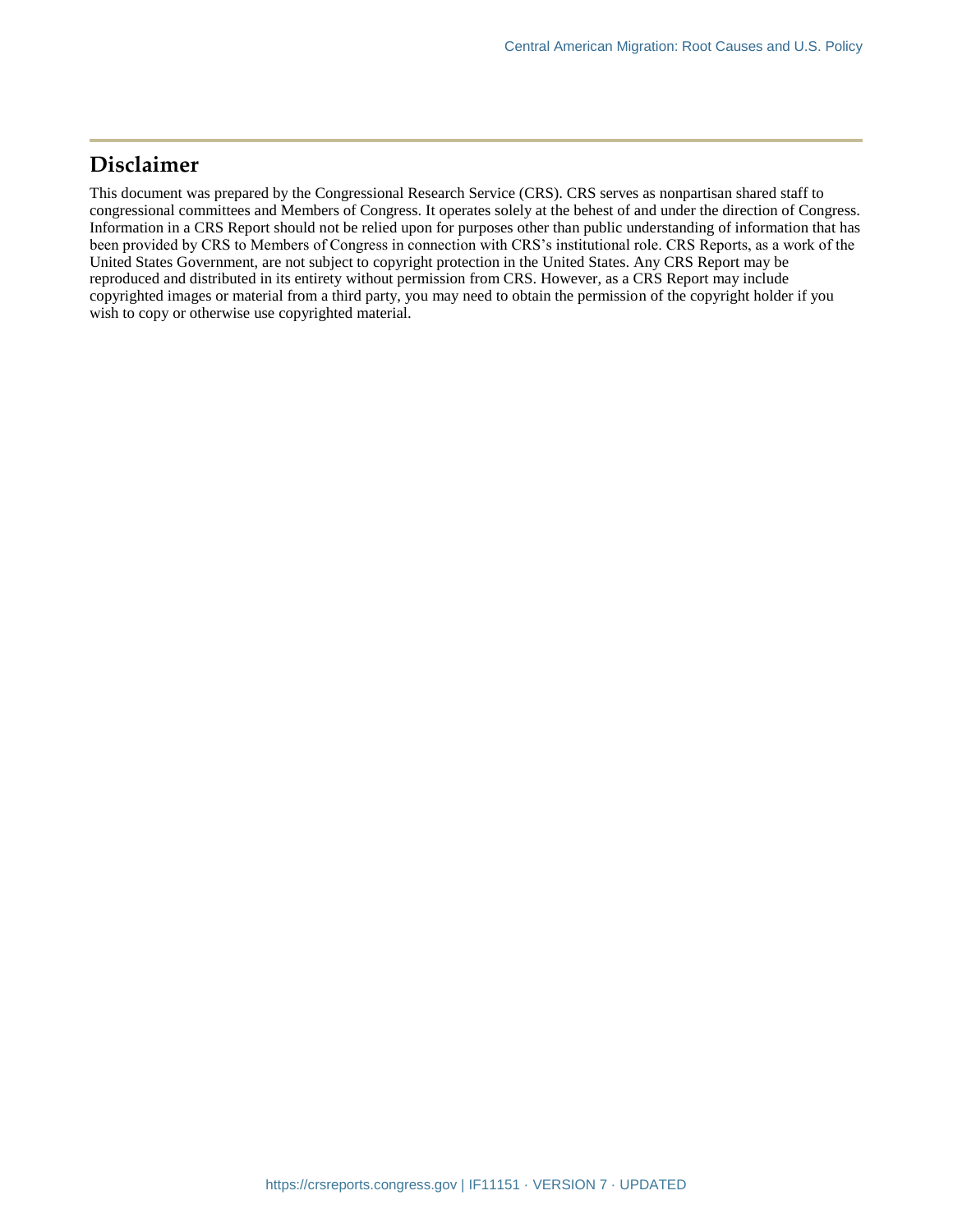## Disclaimer

This document was prepared by the Congressional Research Service (CRS). CRS serves as nonpartisan shared staff to congressional committees and Members of Congress. It operates solely at the behest of and under the direction of Congress. Information in a CRS Report should not be relied upon for purposes other than public understanding of information that has been provided by CRS to Members of Congress in connection with CRS's institutional role. CRS Reports, as a work of the United States Government, are not subject to copyright protection in the United States. Any CRS Report may be reproduced and distributed in its entirety without permission from CRS. However, as a CRS Report may include copyrighted images or material from a third party, you may need to obtain the permission of the copyright holder if you wish to copy or otherwise use copyrighted material.